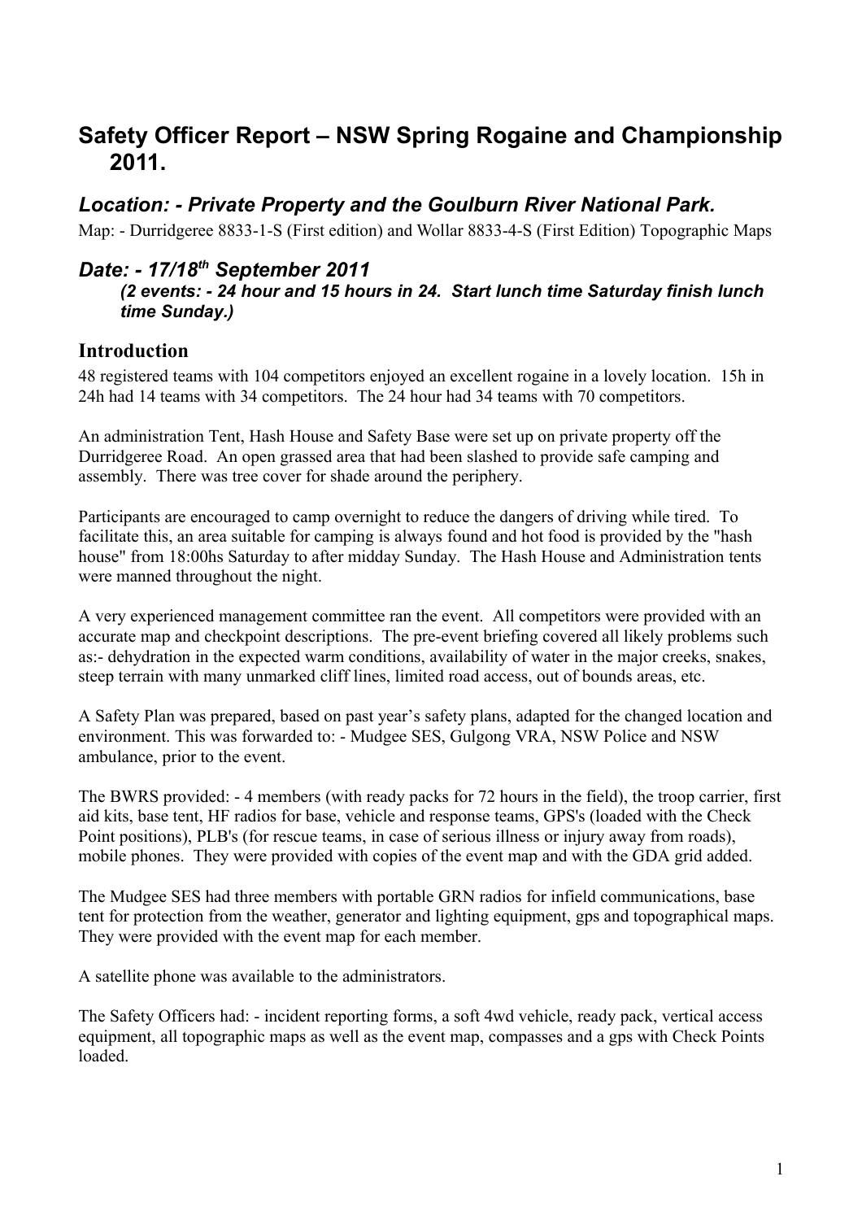# Safety Officer Report – NSW Spring Rogaine and Championship 2011.

## *Location: - Private Property and the Goulburn River National Park.*

Map: - Durridgeree 8833-1-S (First edition) and Wollar 8833-4-S (First Edition) Topographic Maps

## *Date: - 17/18th September 2011*

***(2 events: - 24 hour and 15 hours in 24. Start lunch time Saturday finish lunch time Sunday.)***

### Introduction

48 registered teams with 104 competitors enjoyed an excellent rogaine in a lovely location. 15h in 24h had 14 teams with 34 competitors. The 24 hour had 34 teams with 70 competitors.

An administration Tent, Hash House and Safety Base were set up on private property off the Durridgeree Road. An open grassed area that had been slashed to provide safe camping and assembly. There was tree cover for shade around the periphery.

Participants are encouraged to camp overnight to reduce the dangers of driving while tired. To facilitate this, an area suitable for camping is always found and hot food is provided by the "hash house" from 18:00hs Saturday to after midday Sunday. The Hash House and Administration tents were manned throughout the night.

A very experienced management committee ran the event. All competitors were provided with an accurate map and checkpoint descriptions. The pre-event briefing covered all likely problems such as:- dehydration in the expected warm conditions, availability of water in the major creeks, snakes, steep terrain with many unmarked cliff lines, limited road access, out of bounds areas, etc.

A Safety Plan was prepared, based on past year's safety plans, adapted for the changed location and environment. This was forwarded to: - Mudgee SES, Gulgong VRA, NSW Police and NSW ambulance, prior to the event.

The BWRS provided: - 4 members (with ready packs for 72 hours in the field), the troop carrier, first aid kits, base tent, HF radios for base, vehicle and response teams, GPS's (loaded with the Check Point positions), PLB's (for rescue teams, in case of serious illness or injury away from roads), mobile phones. They were provided with copies of the event map and with the GDA grid added.

The Mudgee SES had three members with portable GRN radios for infield communications, base tent for protection from the weather, generator and lighting equipment, gps and topographical maps. They were provided with the event map for each member.

A satellite phone was available to the administrators.

The Safety Officers had: - incident reporting forms, a soft 4wd vehicle, ready pack, vertical access equipment, all topographic maps as well as the event map, compasses and a gps with Check Points loaded.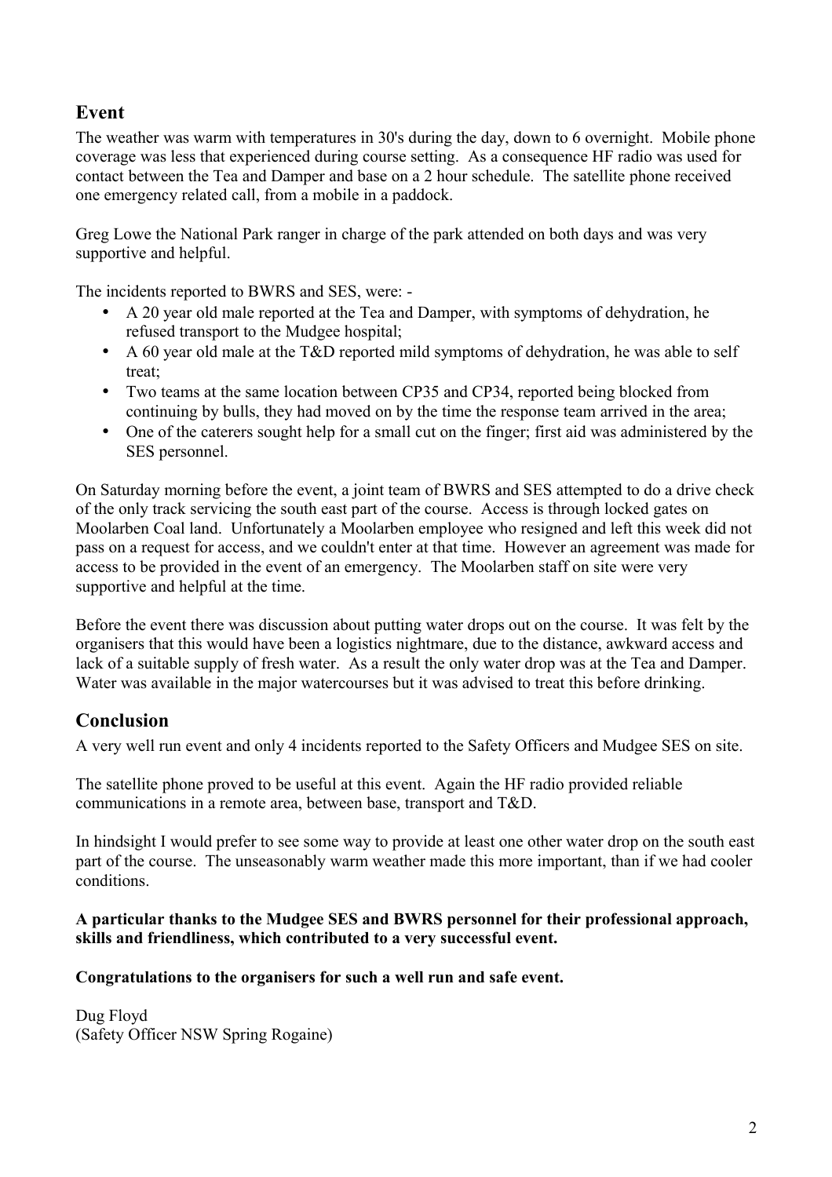## Event

The weather was warm with temperatures in 30's during the day, down to 6 overnight. Mobile phone coverage was less that experienced during course setting. As a consequence HF radio was used for contact between the Tea and Damper and base on a 2 hour schedule. The satellite phone received one emergency related call, from a mobile in a paddock.

Greg Lowe the National Park ranger in charge of the park attended on both days and was very supportive and helpful.

The incidents reported to BWRS and SES, were: -

- A 20 year old male reported at the Tea and Damper, with symptoms of dehydration, he refused transport to the Mudgee hospital;
- A 60 year old male at the T&D reported mild symptoms of dehydration, he was able to self treat;
- Two teams at the same location between CP35 and CP34, reported being blocked from continuing by bulls, they had moved on by the time the response team arrived in the area;
- One of the caterers sought help for a small cut on the finger; first aid was administered by the SES personnel.

On Saturday morning before the event, a joint team of BWRS and SES attempted to do a drive check of the only track servicing the south east part of the course. Access is through locked gates on Moolarben Coal land. Unfortunately a Moolarben employee who resigned and left this week did not pass on a request for access, and we couldn't enter at that time. However an agreement was made for access to be provided in the event of an emergency. The Moolarben staff on site were very supportive and helpful at the time.

Before the event there was discussion about putting water drops out on the course. It was felt by the organisers that this would have been a logistics nightmare, due to the distance, awkward access and lack of a suitable supply of fresh water. As a result the only water drop was at the Tea and Damper. Water was available in the major watercourses but it was advised to treat this before drinking.

## Conclusion

A very well run event and only 4 incidents reported to the Safety Officers and Mudgee SES on site.

The satellite phone proved to be useful at this event. Again the HF radio provided reliable communications in a remote area, between base, transport and T&D.

In hindsight I would prefer to see some way to provide at least one other water drop on the south east part of the course. The unseasonably warm weather made this more important, than if we had cooler conditions.

**A particular thanks to the Mudgee SES and BWRS personnel for their professional approach, skills and friendliness, which contributed to a very successful event.**

**Congratulations to the organisers for such a well run and safe event.**

Dug Floyd
(Safety Officer NSW Spring Rogaine)